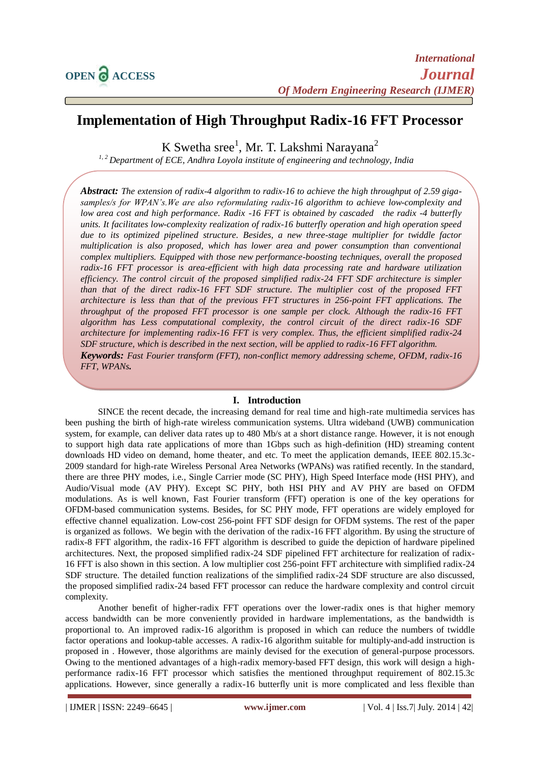# Implementation of High Throughput Radix-16 FFT Processor

K Swetha sree[1], Mr. T. Lakshmi Narayana[2]

[1, 2] *Department of ECE, Andhra Loyola institute of engineering and technology, India*

***Abstract:*** *The extension of radix-4 algorithm to radix-16 to achieve the high throughput of 2.59 giga-samples/s for WPAN's.We are also reformulating radix-16 algorithm to achieve low-complexity and low area cost and high performance. Radix -16 FFT is obtained by cascaded the radix -4 butterfly units. It facilitates low-complexity realization of radix-16 butterfly operation and high operation speed due to its optimized pipelined structure. Besides, a new three-stage multiplier for twiddle factor multiplication is also proposed, which has lower area and power consumption than conventional complex multipliers. Equipped with those new performance-boosting techniques, overall the proposed radix-16 FFT processor is area-efficient with high data processing rate and hardware utilization efficiency. The control circuit of the proposed simplified radix-24 FFT SDF architecture is simpler than that of the direct radix-16 FFT SDF structure. The multiplier cost of the proposed FFT architecture is less than that of the previous FFT structures in 256-point FFT applications. The throughput of the proposed FFT processor is one sample per clock. Although the radix-16 FFT algorithm has Less computational complexity, the control circuit of the direct radix-16 SDF architecture for implementing radix-16 FFT is very complex. Thus, the efficient simplified radix-24 SDF structure, which is described in the next section, will be applied to radix-16 FFT algorithm.*

***Keywords:*** *Fast Fourier transform (FFT), non-conflict memory addressing scheme, OFDM, radix-16 FFT, WPANs.*

## I. Introduction

SINCE the recent decade, the increasing demand for real time and high-rate multimedia services has been pushing the birth of high-rate wireless communication systems. Ultra wideband (UWB) communication system, for example, can deliver data rates up to 480 Mb/s at a short distance range. However, it is not enough to support high data rate applications of more than 1Gbps such as high-definition (HD) streaming content downloads HD video on demand, home theater, and etc. To meet the application demands, IEEE 802.15.3c-2009 standard for high-rate Wireless Personal Area Networks (WPANs) was ratified recently. In the standard, there are three PHY modes, i.e., Single Carrier mode (SC PHY), High Speed Interface mode (HSI PHY), and Audio/Visual mode (AV PHY). Except SC PHY, both HSI PHY and AV PHY are based on OFDM modulations. As is well known, Fast Fourier transform (FFT) operation is one of the key operations for OFDM-based communication systems. Besides, for SC PHY mode, FFT operations are widely employed for effective channel equalization. Low-cost 256-point FFT SDF design for OFDM systems. The rest of the paper is organized as follows. We begin with the derivation of the radix-16 FFT algorithm. By using the structure of radix-8 FFT algorithm, the radix-16 FFT algorithm is described to guide the depiction of hardware pipelined architectures. Next, the proposed simplified radix-24 SDF pipelined FFT architecture for realization of radix-16 FFT is also shown in this section. A low multiplier cost 256-point FFT architecture with simplified radix-24 SDF structure. The detailed function realizations of the simplified radix-24 SDF structure are also discussed, the proposed simplified radix-24 based FFT processor can reduce the hardware complexity and control circuit complexity.

Another benefit of higher-radix FFT operations over the lower-radix ones is that higher memory access bandwidth can be more conveniently provided in hardware implementations, as the bandwidth is proportional to. An improved radix-16 algorithm is proposed in which can reduce the numbers of twiddle factor operations and lookup-table accesses. A radix-16 algorithm suitable for multiply-and-add instruction is proposed in . However, those algorithms are mainly devised for the execution of general-purpose processors. Owing to the mentioned advantages of a high-radix memory-based FFT design, this work will design a high-performance radix-16 FFT processor which satisfies the mentioned throughput requirement of 802.15.3c applications. However, since generally a radix-16 butterfly unit is more complicated and less flexible than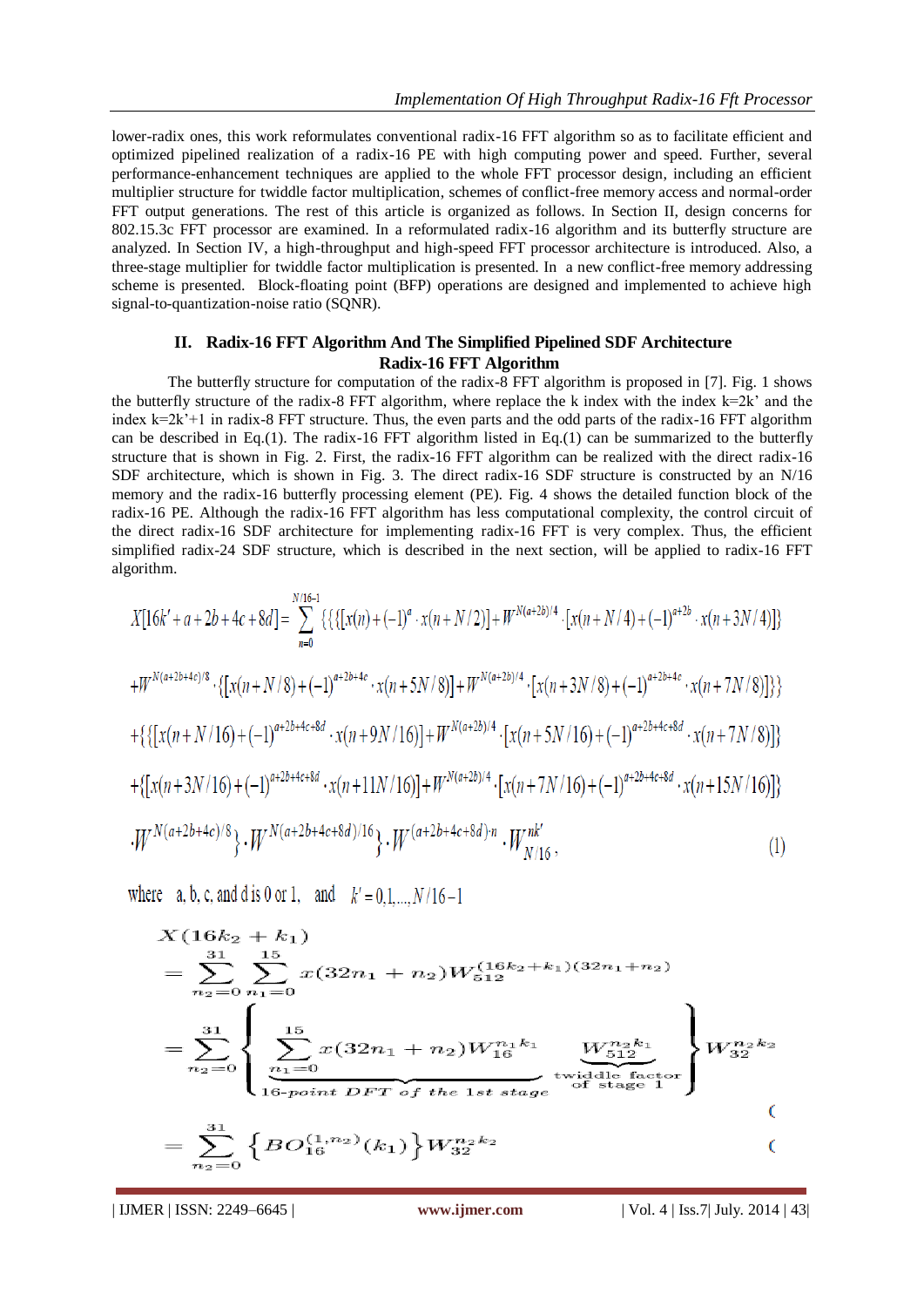lower-radix ones, this work reformulates conventional radix-16 FFT algorithm so as to facilitate efficient and optimized pipelined realization of a radix-16 PE with high computing power and speed. Further, several performance-enhancement techniques are applied to the whole FFT processor design, including an efficient multiplier structure for twiddle factor multiplication, schemes of conflict-free memory access and normal-order FFT output generations. The rest of this article is organized as follows. In Section II, design concerns for 802.15.3c FFT processor are examined. In a reformulated radix-16 algorithm and its butterfly structure are analyzed. In Section IV, a high-throughput and high-speed FFT processor architecture is introduced. Also, a three-stage multiplier for twiddle factor multiplication is presented. In a new conflict-free memory addressing scheme is presented. Block-floating point (BFP) operations are designed and implemented to achieve high signal-to-quantization-noise ratio (SQNR).

## II. Radix-16 FFT Algorithm And The Simplified Pipelined SDF Architecture

### Radix-16 FFT Algorithm

The butterfly structure for computation of the radix-8 FFT algorithm is proposed in [7]. Fig. 1 shows the butterfly structure of the radix-8 FFT algorithm, where replace the k index with the index k=2k' and the index k=2k'+1 in radix-8 FFT structure. Thus, the even parts and the odd parts of the radix-16 FFT algorithm can be described in Eq.(1). The radix-16 FFT algorithm listed in Eq.(1) can be summarized to the butterfly structure that is shown in Fig. 2. First, the radix-16 FFT algorithm can be realized with the direct radix-16 SDF architecture, which is shown in Fig. 3. The direct radix-16 SDF structure is constructed by an N/16 memory and the radix-16 butterfly processing element (PE). Fig. 4 shows the detailed function block of the radix-16 PE. Although the radix-16 FFT algorithm has less computational complexity, the control circuit of the direct radix-16 SDF architecture for implementing radix-16 FFT is very complex. Thus, the efficient simplified radix-24 SDF structure, which is described in the next section, will be applied to radix-16 FFT algorithm.

$$
\begin{aligned}
X[16k'+a+2b+4c+8d] = \sum_{n=0}^{N/16-1} \Big\{\Big\{\Big\{&[x(n)+(-1)^{a}\cdot x(n+N/2)] + W^{N(a+2b)/4}\cdot[x(n+N/4)+(-1)^{a+2b}\cdot x(n+3N/4)]\Big\} \\
&+W^{N(a+2b+4c)/8}\cdot\Big\{[x(n+N/8)+(-1)^{a+2b+4c}\cdot x(n+5N/8)] + W^{N(a+2b)/4}\cdot[x(n+3N/8)+(-1)^{a+2b+4c}\cdot x(n+7N/8)]\Big\}\Big\} \\
&+\Big\{\Big\{[x(n+N/16)+(-1)^{a+2b+4c+8d}\cdot x(n+9N/16)] + W^{N(a+2b)/4}\cdot[x(n+5N/16)+(-1)^{a+2b+4c+8d}\cdot x(n+7N/8)]\Big\} \\
&+\Big\{[x(n+3N/16)+(-1)^{a+2b+4c+8d}\cdot x(n+11N/16)] + W^{N(a+2b)/4}\cdot[x(n+7N/16)+(-1)^{a+2b+4c+8d}\cdot x(n+15N/16)]\Big\} \\
&\cdot W^{N(a+2b+4c)/8}\Big\}\cdot W^{N(a+2b+4c+8d)/16}\Big\}\cdot W^{(a+2b+4c+8d)\cdot n}\cdot W_{N/16}^{nk'},
\end{aligned}
\quad (1)
$$

where a, b, c, and d is 0 or 1, and $k' = 0,1,\ldots,N/16-1$

$$
\begin{aligned}
X(16k_2+k_1) &= \sum_{n_2=0}^{31}\sum_{n_1=0}^{15} x(32n_1+n_2)W_{512}^{(16k_2+k_1)(32n_1+n_2)} \\
&= \sum_{n_2=0}^{31}\Bigg\{\underbrace{\sum_{n_1=0}^{15} x(32n_1+n_2)W_{16}^{n_1k_1}}_{16\text{-point DFT of the 1st stage}}\ \underbrace{W_{512}^{n_2k_1}}_{\text{twiddle factor of stage 1}}\Bigg\}W_{32}^{n_2k_2} \qquad (\\
&= \sum_{n_2=0}^{31}\left\{BO_{16}^{(1,n_2)}(k_1)\right\}W_{32}^{n_2k_2} \qquad (
\end{aligned}
$$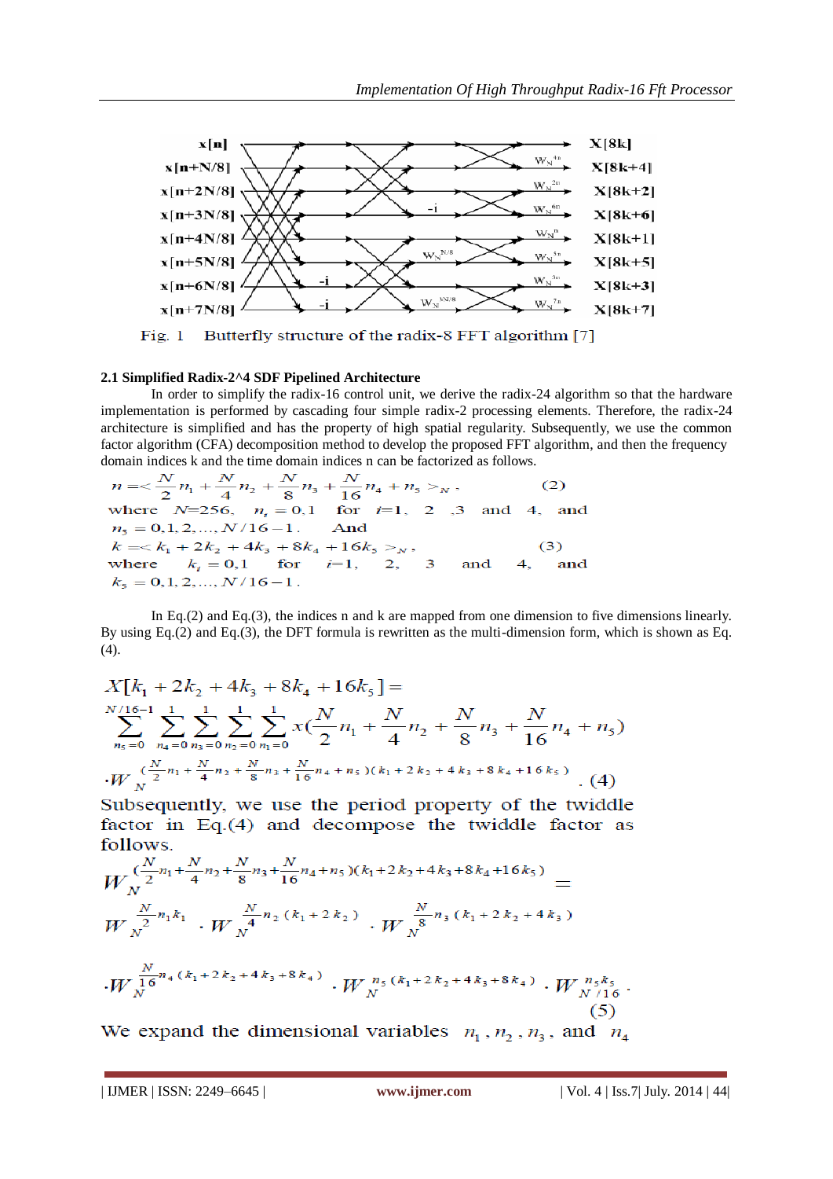Fig. 1 Butterfly structure of the radix-8 FFT algorithm [7]

### 2.1 Simplified Radix-2^4 SDF Pipelined Architecture

In order to simplify the radix-16 control unit, we derive the radix-24 algorithm so that the hardware implementation is performed by cascading four simple radix-2 processing elements. Therefore, the radix-24 architecture is simplified and has the property of high spatial regularity. Subsequently, we use the common factor algorithm (CFA) decomposition method to develop the proposed FFT algorithm, and then the frequency domain indices k and the time domain indices n can be factorized as follows.

$$n = \left\langle \frac{N}{2}n_1 + \frac{N}{4}n_2 + \frac{N}{8}n_3 + \frac{N}{16}n_4 + n_5 \right\rangle_N, \quad (2)$$

where $N$=256, $n_i = 0, 1$ for $i$=1, 2 ,3 and 4, and $n_5 = 0, 1, 2, \ldots, N/16-1$. And

$$k = \langle k_1 + 2k_2 + 4k_3 + 8k_4 + 16k_5 \rangle_N, \quad (3)$$

where $k_i = 0, 1$ for $i$=1, 2, 3 and 4, and $k_5 = 0, 1, 2, \ldots, N/16-1$.

In Eq.(2) and Eq.(3), the indices n and k are mapped from one dimension to five dimensions linearly. By using Eq.(2) and Eq.(3), the DFT formula is rewritten as the multi-dimension form, which is shown as Eq. (4).

$$X[k_1 + 2k_2 + 4k_3 + 8k_4 + 16k_5] = \sum_{n_5=0}^{N/16-1} \sum_{n_4=0}^{1} \sum_{n_3=0}^{1} \sum_{n_2=0}^{1} \sum_{n_1=0}^{1} x\left(\frac{N}{2}n_1 + \frac{N}{4}n_2 + \frac{N}{8}n_3 + \frac{N}{16}n_4 + n_5\right) \cdot W_N^{\left(\frac{N}{2}n_1 + \frac{N}{4}n_2 + \frac{N}{8}n_3 + \frac{N}{16}n_4 + n_5\right)(k_1 + 2k_2 + 4k_3 + 8k_4 + 16k_5)} . \quad (4)$$

Subsequently, we use the period property of the twiddle factor in Eq.(4) and decompose the twiddle factor as follows.

$$W_N^{\left(\frac{N}{2}n_1 + \frac{N}{4}n_2 + \frac{N}{8}n_3 + \frac{N}{16}n_4 + n_5\right)(k_1 + 2k_2 + 4k_3 + 8k_4 + 16k_5)} = W_N^{\frac{N}{2}n_1 k_1} \cdot W_N^{\frac{N}{4}n_2 (k_1 + 2k_2)} \cdot W_N^{\frac{N}{8}n_3 (k_1 + 2k_2 + 4k_3)} \cdot W_N^{\frac{N}{16}n_4 (k_1 + 2k_2 + 4k_3 + 8k_4)} \cdot W_N^{n_5 (k_1 + 2k_2 + 4k_3 + 8k_4)} \cdot W_{N/16}^{n_5 k_5} . \quad (5)$$

We expand the dimensional variables $n_1$, $n_2$, $n_3$, and $n_4$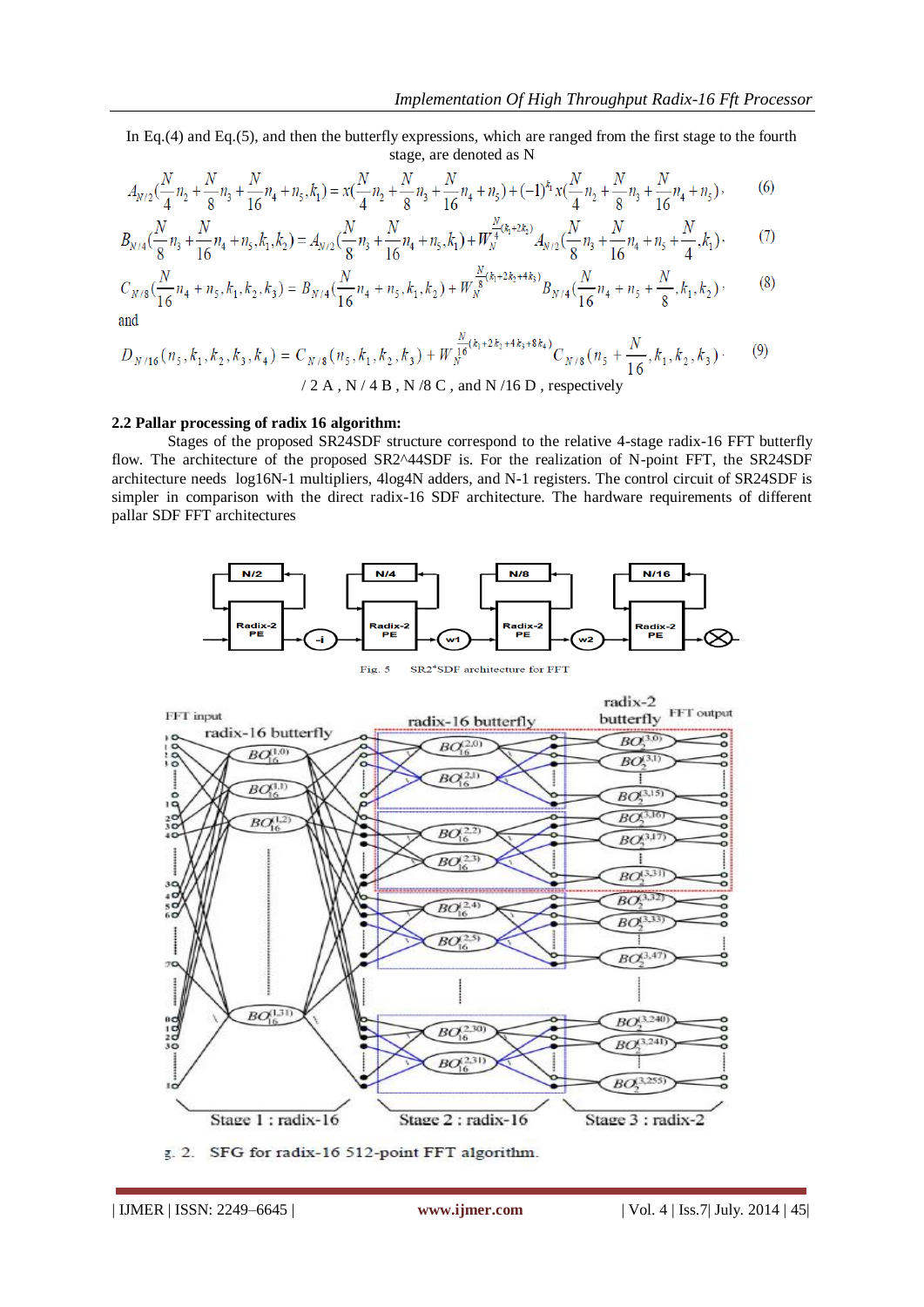In Eq.(4) and Eq.(5), and then the butterfly expressions, which are ranged from the first stage to the fourth stage, are denoted as N

$$A_{N/2}(\frac{N}{4}n_2+\frac{N}{8}n_3+\frac{N}{16}n_4+n_5,k_1)=x(\frac{N}{4}n_2+\frac{N}{8}n_3+\frac{N}{16}n_4+n_5)+(-1)^{k_1}x(\frac{N}{4}n_2+\frac{N}{8}n_3+\frac{N}{16}n_4+n_5), \quad (6)$$

$$B_{N/4}(\frac{N}{8}n_3+\frac{N}{16}n_4+n_5,k_1,k_2)=A_{N/2}(\frac{N}{8}n_3+\frac{N}{16}n_4+n_5,k_1)+W_N^{\frac{N}{4}(k_1+2k_2)}A_{N/2}(\frac{N}{8}n_3+\frac{N}{16}n_4+n_5+\frac{N}{4},k_1), \quad (7)$$

$$C_{N/8}(\frac{N}{16}n_4+n_5,k_1,k_2,k_3)=B_{N/4}(\frac{N}{16}n_4+n_5,k_1,k_2)+W_N^{\frac{N}{8}(k_1+2k_2+4k_3)}B_{N/4}(\frac{N}{16}n_4+n_5+\frac{N}{8},k_1,k_2), \quad (8)$$

and

$$D_{N/16}(n_5,k_1,k_2,k_3,k_4)=C_{N/8}(n_5,k_1,k_2,k_3)+W_N^{\frac{N}{16}(k_1+2k_2+4k_3+8k_4)}C_{N/8}(n_5+\frac{N}{16},k_1,k_2,k_3), \quad (9)$$

/ 2 A , N / 4 B , N /8 C , and N /16 D , respectively

### 2.2 Pallar processing of radix 16 algorithm:

Stages of the proposed SR24SDF structure correspond to the relative 4-stage radix-16 FFT butterfly flow. The architecture of the proposed SR2^44SDF is. For the realization of N-point FFT, the SR24SDF architecture needs log16N-1 multipliers, 4log4N adders, and N-1 registers. The control circuit of SR24SDF is simpler in comparison with the direct radix-16 SDF architecture. The hardware requirements of different pallar SDF FFT architectures

Fig. 5 SR2⁴SDF architecture for FFT

Fig. 2. SFG for radix-16 512-point FFT algorithm.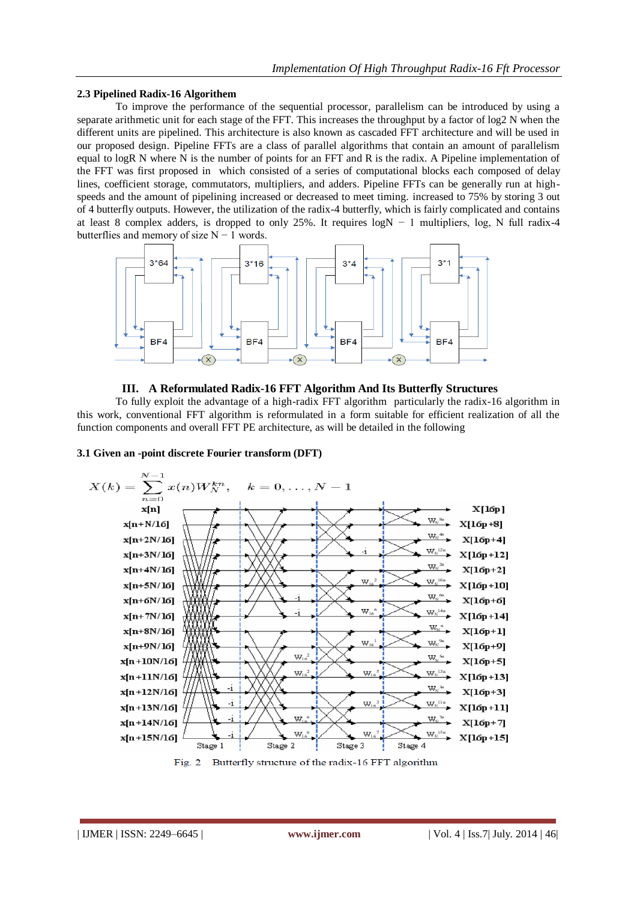### 2.3 Pipelined Radix-16 Algorithem

To improve the performance of the sequential processor, parallelism can be introduced by using a separate arithmetic unit for each stage of the FFT. This increases the throughput by a factor of log2 N when the different units are pipelined. This architecture is also known as cascaded FFT architecture and will be used in our proposed design. Pipeline FFTs are a class of parallel algorithms that contain an amount of parallelism equal to logR N where N is the number of points for an FFT and R is the radix. A Pipeline implementation of the FFT was first proposed in which consisted of a series of computational blocks each composed of delay lines, coefficient storage, commutators, multipliers, and adders. Pipeline FFTs can be generally run at high-speeds and the amount of pipelining increased or decreased to meet timing. increased to 75% by storing 3 out of 4 butterfly outputs. However, the utilization of the radix-4 butterfly, which is fairly complicated and contains at least 8 complex adders, is dropped to only 25%. It requires logN − 1 multipliers, log, N full radix-4 butterflies and memory of size N − 1 words.

## III. A Reformulated Radix-16 FFT Algorithm And Its Butterfly Structures

To fully exploit the advantage of a high-radix FFT algorithm particularly the radix-16 algorithm in this work, conventional FFT algorithm is reformulated in a form suitable for efficient realization of all the function components and overall FFT PE architecture, as will be detailed in the following

### 3.1 Given an -point discrete Fourier transform (DFT)

$$X(k) = \sum_{n=0}^{N-1} x(n) W_N^{kn}, \quad k = 0, \ldots, N-1$$

Fig. 2 Butterfly structure of the radix-16 FFT algorithm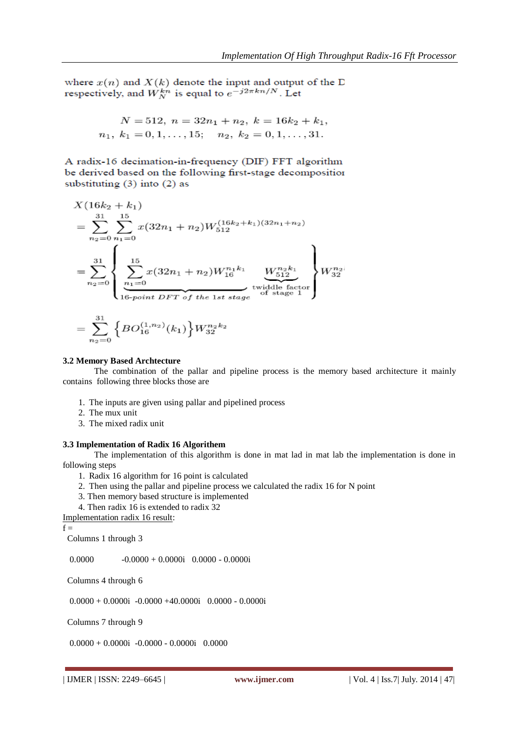where $x(n)$ and $X(k)$ denote the input and output of the D respectively, and $W_N^{kn}$ is equal to $e^{-j2\pi kn/N}$. Let

$$N = 512,\ n = 32n_1 + n_2,\ k = 16k_2 + k_1,$$
$$n_1,\ k_1 = 0, 1, \ldots, 15; \quad n_2,\ k_2 = 0, 1, \ldots, 31.$$

A radix-16 decimation-in-frequency (DIF) FFT algorithm be derived based on the following first-stage decompositio substituting (3) into (2) as

$$X(16k_2 + k_1)$$
$$= \sum_{n_2=0}^{31} \sum_{n_1=0}^{15} x(32n_1 + n_2) W_{512}^{(16k_2+k_1)(32n_1+n_2)}$$
$$= \sum_{n_2=0}^{31} \left\{ \underbrace{\sum_{n_1=0}^{15} x(32n_1 + n_2) W_{16}^{n_1 k_1}}_{16\text{-point DFT of the 1st stage}} \underbrace{W_{512}^{n_2 k_1}}_{\substack{\text{twiddle factor} \\ \text{of stage 1}}} \right\} W_{32}^{n_2 k_2}$$
$$= \sum_{n_2=0}^{31} \left\{ BO_{16}^{(1,n_2)}(k_1) \right\} W_{32}^{n_2 k_2}$$

**3.2 Memory Based Archtecture**

The combination of the pallar and pipeline process is the memory based architecture it mainly contains following three blocks those are

1. The inputs are given using pallar and pipelined process
2. The mux unit
3. The mixed radix unit

**3.3 Implementation of Radix 16 Algorithem**

The implementation of this algorithm is done in mat lad in mat lab the implementation is done in following steps

1. Radix 16 algorithm for 16 point is calculated
2. Then using the pallar and pipeline process we calculated the radix 16 for N point
3. Then memory based structure is implemented
4. Then radix 16 is extended to radix 32

<u>Implementation radix 16 result</u>:

```
f =
  Columns 1 through 3

   0.0000          -0.0000 + 0.0000i   0.0000 - 0.0000i

  Columns 4 through 6

   0.0000 + 0.0000i  -0.0000 +40.0000i   0.0000 - 0.0000i

  Columns 7 through 9

   0.0000 + 0.0000i  -0.0000 - 0.0000i   0.0000
```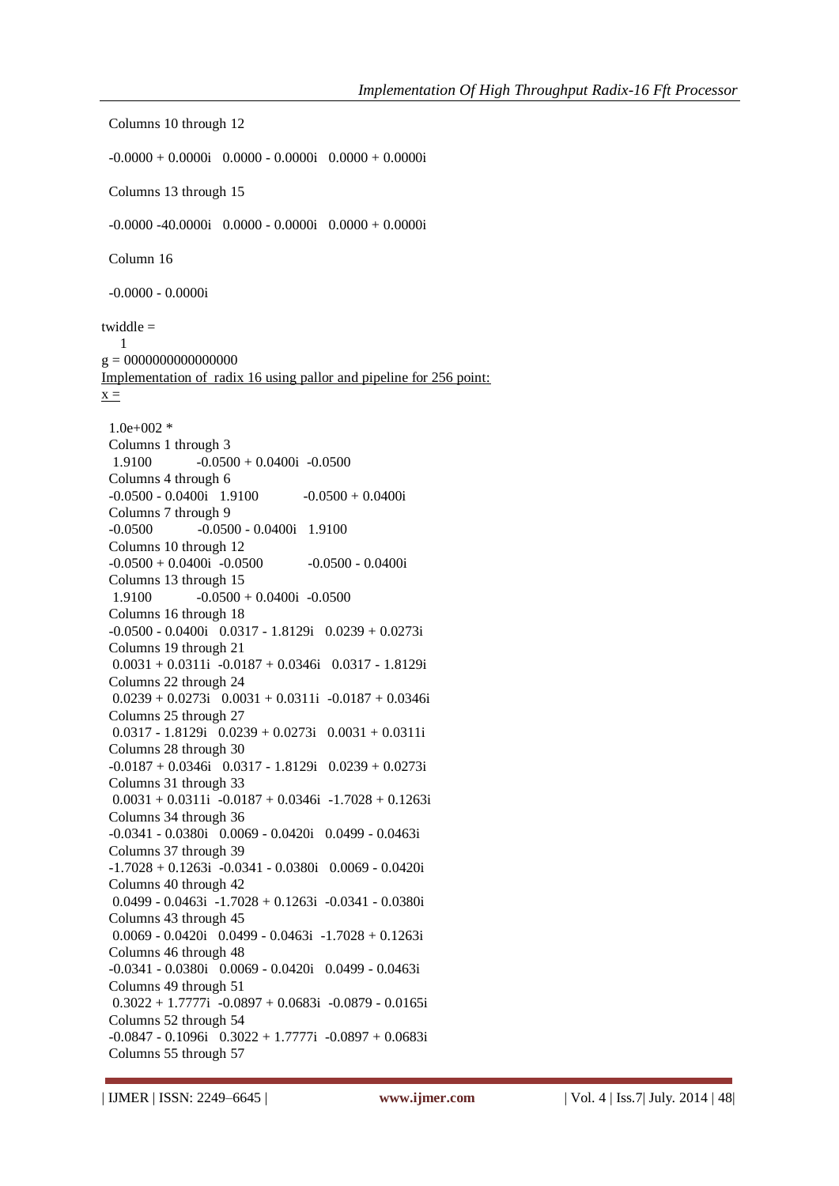Columns 10 through 12

-0.0000 + 0.0000i   0.0000 - 0.0000i   0.0000 + 0.0000i

Columns 13 through 15

-0.0000 -40.0000i   0.0000 - 0.0000i   0.0000 + 0.0000i

Column 16

-0.0000 - 0.0000i

twiddle =
    1
g = 0000000000000000

<u>Implementation of radix 16 using pallor and pipeline for 256 point:</u>

<u>x =</u>

```
  1.0e+002 *
  Columns 1 through 3
   1.9100           -0.0500 + 0.0400i  -0.0500
  Columns 4 through 6
  -0.0500 - 0.0400i   1.9100           -0.0500 + 0.0400i
  Columns 7 through 9
  -0.0500           -0.0500 - 0.0400i   1.9100
  Columns 10 through 12
  -0.0500 + 0.0400i  -0.0500           -0.0500 - 0.0400i
  Columns 13 through 15
   1.9100           -0.0500 + 0.0400i  -0.0500
  Columns 16 through 18
  -0.0500 - 0.0400i   0.0317 - 1.8129i   0.0239 + 0.0273i
  Columns 19 through 21
   0.0031 + 0.0311i  -0.0187 + 0.0346i   0.0317 - 1.8129i
  Columns 22 through 24
   0.0239 + 0.0273i   0.0031 + 0.0311i  -0.0187 + 0.0346i
  Columns 25 through 27
   0.0317 - 1.8129i   0.0239 + 0.0273i   0.0031 + 0.0311i
  Columns 28 through 30
  -0.0187 + 0.0346i   0.0317 - 1.8129i   0.0239 + 0.0273i
  Columns 31 through 33
   0.0031 + 0.0311i  -0.0187 + 0.0346i  -1.7028 + 0.1263i
  Columns 34 through 36
  -0.0341 - 0.0380i   0.0069 - 0.0420i   0.0499 - 0.0463i
  Columns 37 through 39
  -1.7028 + 0.1263i  -0.0341 - 0.0380i   0.0069 - 0.0420i
  Columns 40 through 42
   0.0499 - 0.0463i  -1.7028 + 0.1263i  -0.0341 - 0.0380i
  Columns 43 through 45
   0.0069 - 0.0420i   0.0499 - 0.0463i  -1.7028 + 0.1263i
  Columns 46 through 48
  -0.0341 - 0.0380i   0.0069 - 0.0420i   0.0499 - 0.0463i
  Columns 49 through 51
   0.3022 + 1.7777i  -0.0897 + 0.0683i  -0.0879 - 0.0165i
  Columns 52 through 54
  -0.0847 - 0.1096i   0.3022 + 1.7777i  -0.0897 + 0.0683i
  Columns 55 through 57
```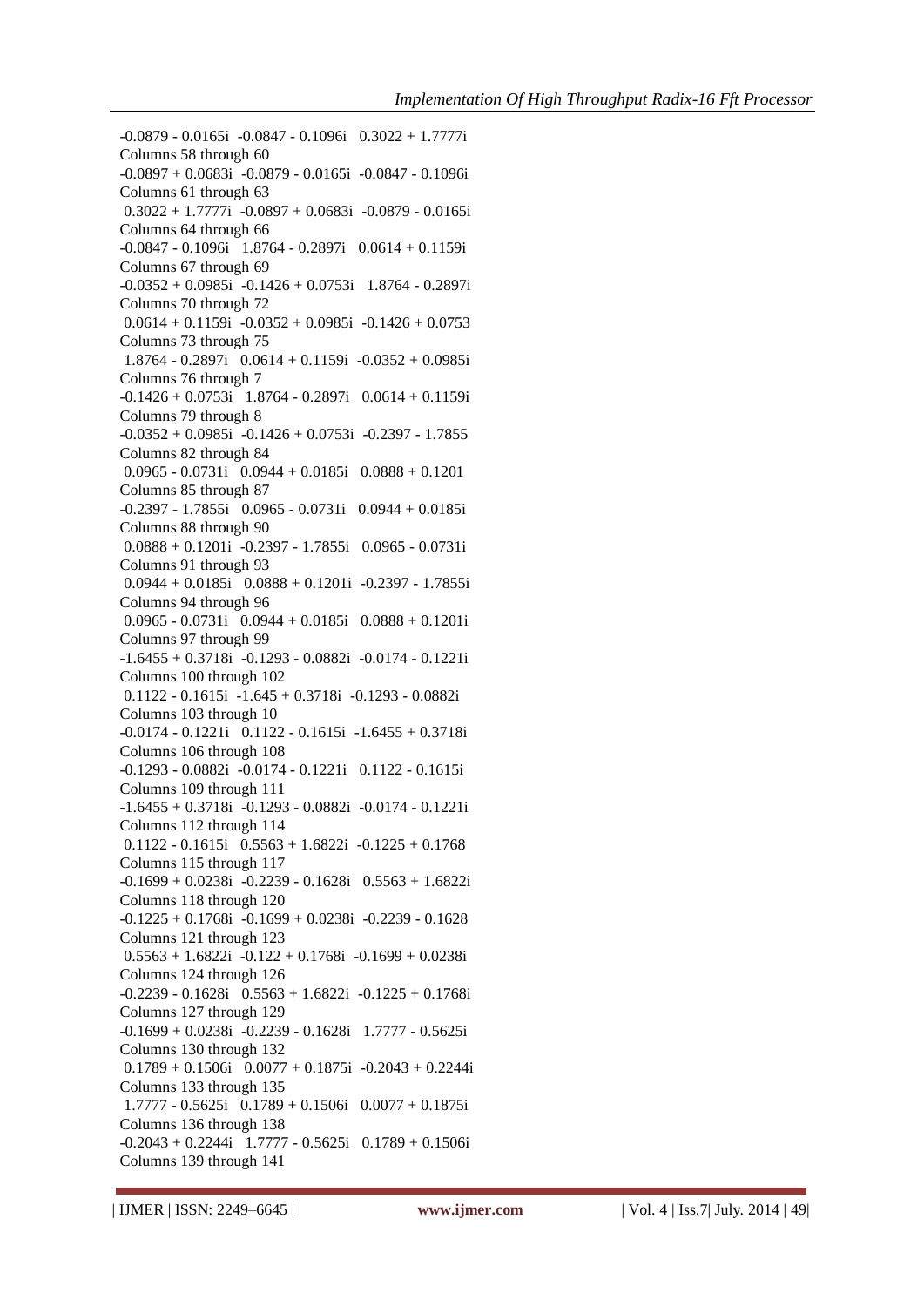-0.0879 - 0.0165i  -0.0847 - 0.1096i   0.3022 + 1.7777i

Columns 58 through 60

-0.0897 + 0.0683i  -0.0879 - 0.0165i  -0.0847 - 0.1096i

Columns 61 through 63

 0.3022 + 1.7777i  -0.0897 + 0.0683i  -0.0879 - 0.0165i

Columns 64 through 66

-0.0847 - 0.1096i   1.8764 - 0.2897i   0.0614 + 0.1159i

Columns 67 through 69

-0.0352 + 0.0985i  -0.1426 + 0.0753i   1.8764 - 0.2897i

Columns 70 through 72

 0.0614 + 0.1159i  -0.0352 + 0.0985i  -0.1426 + 0.0753

Columns 73 through 75

 1.8764 - 0.2897i   0.0614 + 0.1159i  -0.0352 + 0.0985i

Columns 76 through 7

-0.1426 + 0.0753i   1.8764 - 0.2897i   0.0614 + 0.1159i

Columns 79 through 8

-0.0352 + 0.0985i  -0.1426 + 0.0753i  -0.2397 - 1.7855

Columns 82 through 84

 0.0965 - 0.0731i   0.0944 + 0.0185i   0.0888 + 0.1201

Columns 85 through 87

-0.2397 - 1.7855i   0.0965 - 0.0731i   0.0944 + 0.0185i

Columns 88 through 90

 0.0888 + 0.1201i  -0.2397 - 1.7855i   0.0965 - 0.0731i

Columns 91 through 93

 0.0944 + 0.0185i   0.0888 + 0.1201i  -0.2397 - 1.7855i

Columns 94 through 96

 0.0965 - 0.0731i   0.0944 + 0.0185i   0.0888 + 0.1201i

Columns 97 through 99

-1.6455 + 0.3718i  -0.1293 - 0.0882i  -0.0174 - 0.1221i

Columns 100 through 102

 0.1122 - 0.1615i  -1.645 + 0.3718i  -0.1293 - 0.0882i

Columns 103 through 10

-0.0174 - 0.1221i   0.1122 - 0.1615i  -1.6455 + 0.3718i

Columns 106 through 108

-0.1293 - 0.0882i  -0.0174 - 0.1221i   0.1122 - 0.1615i

Columns 109 through 111

-1.6455 + 0.3718i  -0.1293 - 0.0882i  -0.0174 - 0.1221i

Columns 112 through 114

 0.1122 - 0.1615i   0.5563 + 1.6822i  -0.1225 + 0.1768

Columns 115 through 117

-0.1699 + 0.0238i  -0.2239 - 0.1628i   0.5563 + 1.6822i

Columns 118 through 120

-0.1225 + 0.1768i  -0.1699 + 0.0238i  -0.2239 - 0.1628

Columns 121 through 123

 0.5563 + 1.6822i  -0.122 + 0.1768i  -0.1699 + 0.0238i

Columns 124 through 126

-0.2239 - 0.1628i   0.5563 + 1.6822i  -0.1225 + 0.1768i

Columns 127 through 129

-0.1699 + 0.0238i  -0.2239 - 0.1628i   1.7777 - 0.5625i

Columns 130 through 132

 0.1789 + 0.1506i   0.0077 + 0.1875i  -0.2043 + 0.2244i

Columns 133 through 135

 1.7777 - 0.5625i   0.1789 + 0.1506i   0.0077 + 0.1875i

Columns 136 through 138

-0.2043 + 0.2244i   1.7777 - 0.5625i   0.1789 + 0.1506i

Columns 139 through 141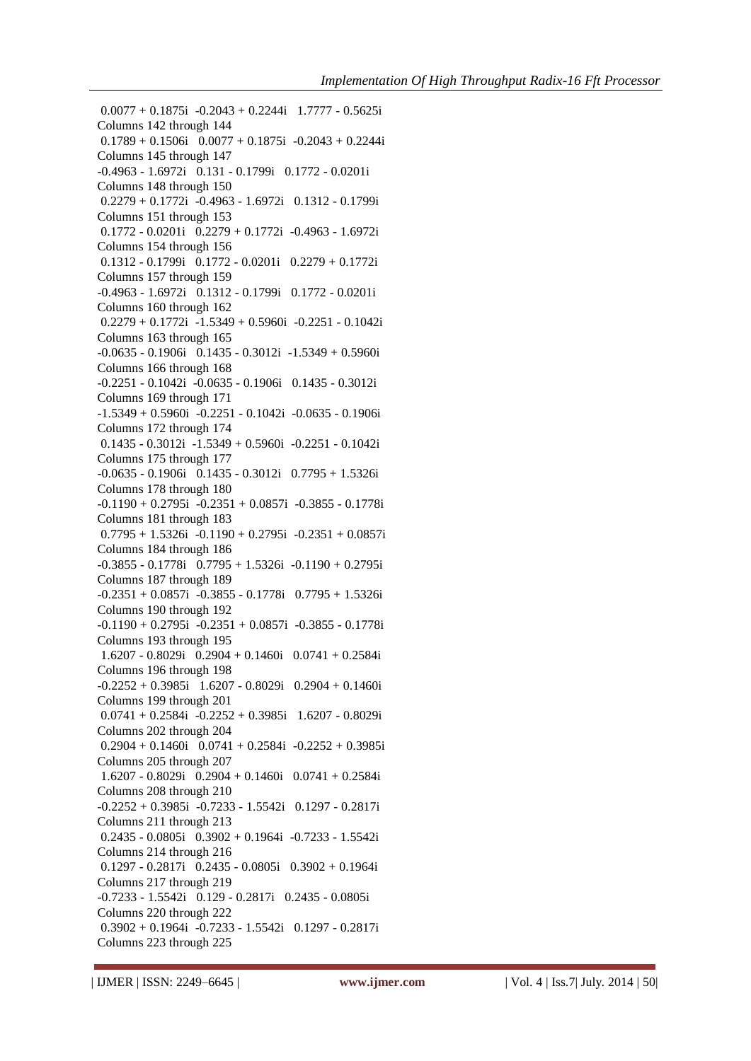0.0077 + 0.1875i  -0.2043 + 0.2244i   1.7777 - 0.5625i
Columns 142 through 144
0.1789 + 0.1506i   0.0077 + 0.1875i  -0.2043 + 0.2244i
Columns 145 through 147
-0.4963 - 1.6972i   0.131 - 0.1799i   0.1772 - 0.0201i
Columns 148 through 150
0.2279 + 0.1772i  -0.4963 - 1.6972i   0.1312 - 0.1799i
Columns 151 through 153
0.1772 - 0.0201i   0.2279 + 0.1772i  -0.4963 - 1.6972i
Columns 154 through 156
0.1312 - 0.1799i   0.1772 - 0.0201i   0.2279 + 0.1772i
Columns 157 through 159
-0.4963 - 1.6972i   0.1312 - 0.1799i   0.1772 - 0.0201i
Columns 160 through 162
0.2279 + 0.1772i  -1.5349 + 0.5960i  -0.2251 - 0.1042i
Columns 163 through 165
-0.0635 - 0.1906i   0.1435 - 0.3012i  -1.5349 + 0.5960i
Columns 166 through 168
-0.2251 - 0.1042i  -0.0635 - 0.1906i   0.1435 - 0.3012i
Columns 169 through 171
-1.5349 + 0.5960i  -0.2251 - 0.1042i  -0.0635 - 0.1906i
Columns 172 through 174
0.1435 - 0.3012i  -1.5349 + 0.5960i  -0.2251 - 0.1042i
Columns 175 through 177
-0.0635 - 0.1906i   0.1435 - 0.3012i   0.7795 + 1.5326i
Columns 178 through 180
-0.1190 + 0.2795i  -0.2351 + 0.0857i  -0.3855 - 0.1778i
Columns 181 through 183
0.7795 + 1.5326i  -0.1190 + 0.2795i  -0.2351 + 0.0857i
Columns 184 through 186
-0.3855 - 0.1778i   0.7795 + 1.5326i  -0.1190 + 0.2795i
Columns 187 through 189
-0.2351 + 0.0857i  -0.3855 - 0.1778i   0.7795 + 1.5326i
Columns 190 through 192
-0.1190 + 0.2795i  -0.2351 + 0.0857i  -0.3855 - 0.1778i
Columns 193 through 195
1.6207 - 0.8029i   0.2904 + 0.1460i   0.0741 + 0.2584i
Columns 196 through 198
-0.2252 + 0.3985i   1.6207 - 0.8029i   0.2904 + 0.1460i
Columns 199 through 201
0.0741 + 0.2584i  -0.2252 + 0.3985i   1.6207 - 0.8029i
Columns 202 through 204
0.2904 + 0.1460i   0.0741 + 0.2584i  -0.2252 + 0.3985i
Columns 205 through 207
1.6207 - 0.8029i   0.2904 + 0.1460i   0.0741 + 0.2584i
Columns 208 through 210
-0.2252 + 0.3985i  -0.7233 - 1.5542i   0.1297 - 0.2817i
Columns 211 through 213
0.2435 - 0.0805i   0.3902 + 0.1964i  -0.7233 - 1.5542i
Columns 214 through 216
0.1297 - 0.2817i   0.2435 - 0.0805i   0.3902 + 0.1964i
Columns 217 through 219
-0.7233 - 1.5542i   0.129 - 0.2817i   0.2435 - 0.0805i
Columns 220 through 222
0.3902 + 0.1964i  -0.7233 - 1.5542i   0.1297 - 0.2817i
Columns 223 through 225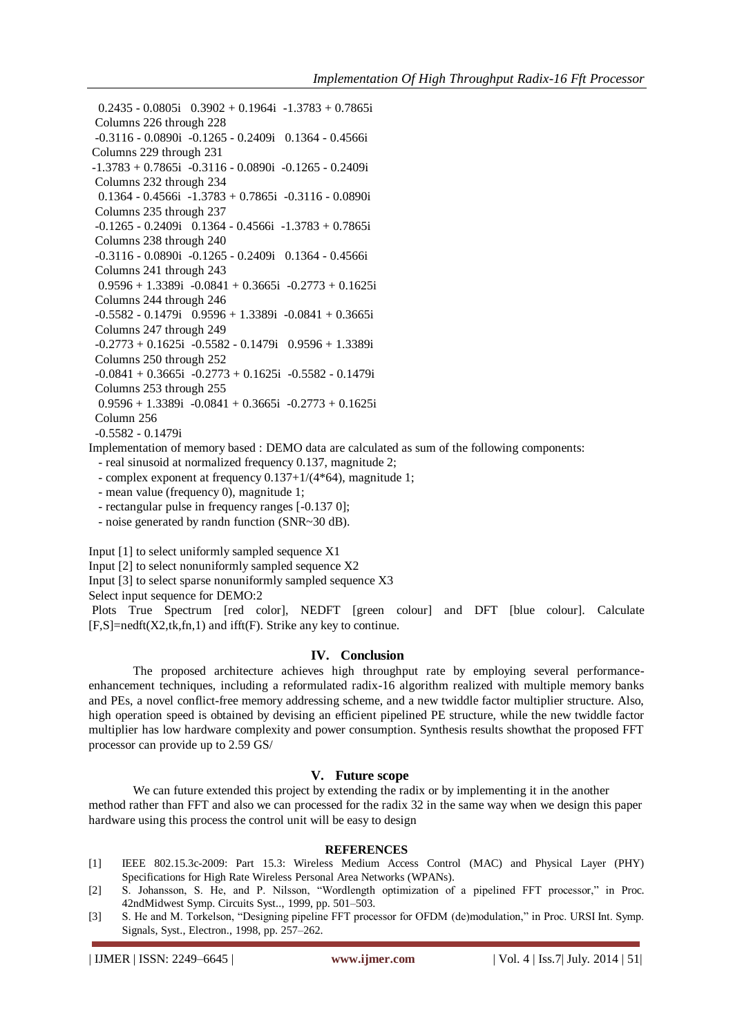0.2435 - 0.0805i 0.3902 + 0.1964i -1.3783 + 0.7865i

Columns 226 through 228

-0.3116 - 0.0890i -0.1265 - 0.2409i 0.1364 - 0.4566i

Columns 229 through 231

-1.3783 + 0.7865i -0.3116 - 0.0890i -0.1265 - 0.2409i

Columns 232 through 234

0.1364 - 0.4566i -1.3783 + 0.7865i -0.3116 - 0.0890i

Columns 235 through 237

-0.1265 - 0.2409i 0.1364 - 0.4566i -1.3783 + 0.7865i

Columns 238 through 240

-0.3116 - 0.0890i -0.1265 - 0.2409i 0.1364 - 0.4566i

Columns 241 through 243

0.9596 + 1.3389i -0.0841 + 0.3665i -0.2773 + 0.1625i

Columns 244 through 246

-0.5582 - 0.1479i 0.9596 + 1.3389i -0.0841 + 0.3665i

Columns 247 through 249

-0.2773 + 0.1625i -0.5582 - 0.1479i 0.9596 + 1.3389i

Columns 250 through 252

-0.0841 + 0.3665i -0.2773 + 0.1625i -0.5582 - 0.1479i

Columns 253 through 255

0.9596 + 1.3389i -0.0841 + 0.3665i -0.2773 + 0.1625i

Column 256

-0.5582 - 0.1479i

Implementation of memory based : DEMO data are calculated as sum of the following components:

- real sinusoid at normalized frequency 0.137, magnitude 2;
- complex exponent at frequency 0.137+1/(4*64), magnitude 1;
- mean value (frequency 0), magnitude 1;
- rectangular pulse in frequency ranges [-0.137 0];
- noise generated by randn function (SNR~30 dB).

Input [1] to select uniformly sampled sequence X1

Input [2] to select nonuniformly sampled sequence X2

Input [3] to select sparse nonuniformly sampled sequence X3

Select input sequence for DEMO:2

Plots True Spectrum [red color], NEDFT [green colour] and DFT [blue colour]. Calculate [F,S]=nedft(X2,tk,fn,1) and ifft(F). Strike any key to continue.

## IV. Conclusion

The proposed architecture achieves high throughput rate by employing several performance-enhancement techniques, including a reformulated radix-16 algorithm realized with multiple memory banks and PEs, a novel conflict-free memory addressing scheme, and a new twiddle factor multiplier structure. Also, high operation speed is obtained by devising an efficient pipelined PE structure, while the new twiddle factor multiplier has low hardware complexity and power consumption. Synthesis results showthat the proposed FFT processor can provide up to 2.59 GS/

## V. Future scope

We can future extended this project by extending the radix or by implementing it in the another method rather than FFT and also we can processed for the radix 32 in the same way when we design this paper hardware using this process the control unit will be easy to design

## REFERENCES

[1] IEEE 802.15.3c-2009: Part 15.3: Wireless Medium Access Control (MAC) and Physical Layer (PHY) Specifications for High Rate Wireless Personal Area Networks (WPANs).

[2] S. Johansson, S. He, and P. Nilsson, "Wordlength optimization of a pipelined FFT processor," in Proc. 42ndMidwest Symp. Circuits Syst.., 1999, pp. 501–503.

[3] S. He and M. Torkelson, "Designing pipeline FFT processor for OFDM (de)modulation," in Proc. URSI Int. Symp. Signals, Syst., Electron., 1998, pp. 257–262.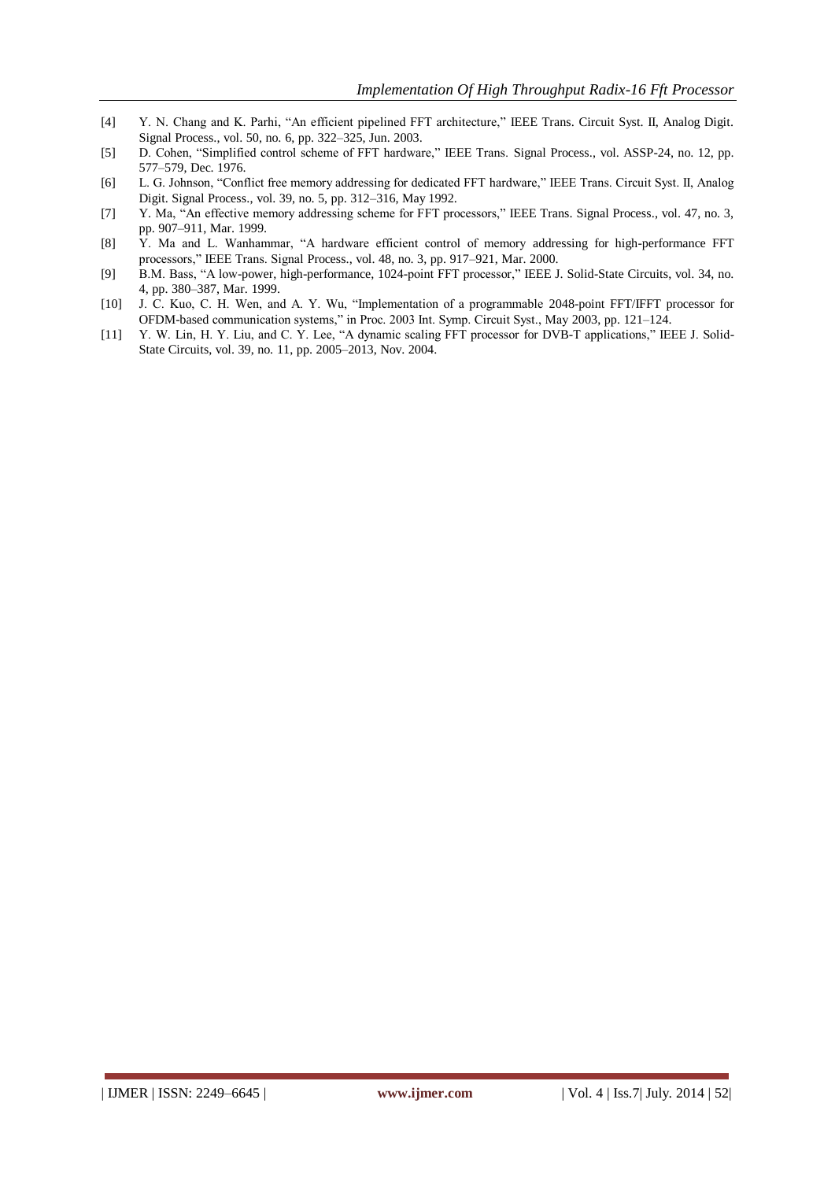[4] Y. N. Chang and K. Parhi, "An efficient pipelined FFT architecture," IEEE Trans. Circuit Syst. II, Analog Digit. Signal Process., vol. 50, no. 6, pp. 322–325, Jun. 2003.

[5] D. Cohen, "Simplified control scheme of FFT hardware," IEEE Trans. Signal Process., vol. ASSP-24, no. 12, pp. 577–579, Dec. 1976.

[6] L. G. Johnson, "Conflict free memory addressing for dedicated FFT hardware," IEEE Trans. Circuit Syst. II, Analog Digit. Signal Process., vol. 39, no. 5, pp. 312–316, May 1992.

[7] Y. Ma, "An effective memory addressing scheme for FFT processors," IEEE Trans. Signal Process., vol. 47, no. 3, pp. 907–911, Mar. 1999.

[8] Y. Ma and L. Wanhammar, "A hardware efficient control of memory addressing for high-performance FFT processors," IEEE Trans. Signal Process., vol. 48, no. 3, pp. 917–921, Mar. 2000.

[9] B.M. Bass, "A low-power, high-performance, 1024-point FFT processor," IEEE J. Solid-State Circuits, vol. 34, no. 4, pp. 380–387, Mar. 1999.

[10] J. C. Kuo, C. H. Wen, and A. Y. Wu, "Implementation of a programmable 2048-point FFT/IFFT processor for OFDM-based communication systems," in Proc. 2003 Int. Symp. Circuit Syst., May 2003, pp. 121–124.

[11] Y. W. Lin, H. Y. Liu, and C. Y. Lee, "A dynamic scaling FFT processor for DVB-T applications," IEEE J. Solid-State Circuits, vol. 39, no. 11, pp. 2005–2013, Nov. 2004.